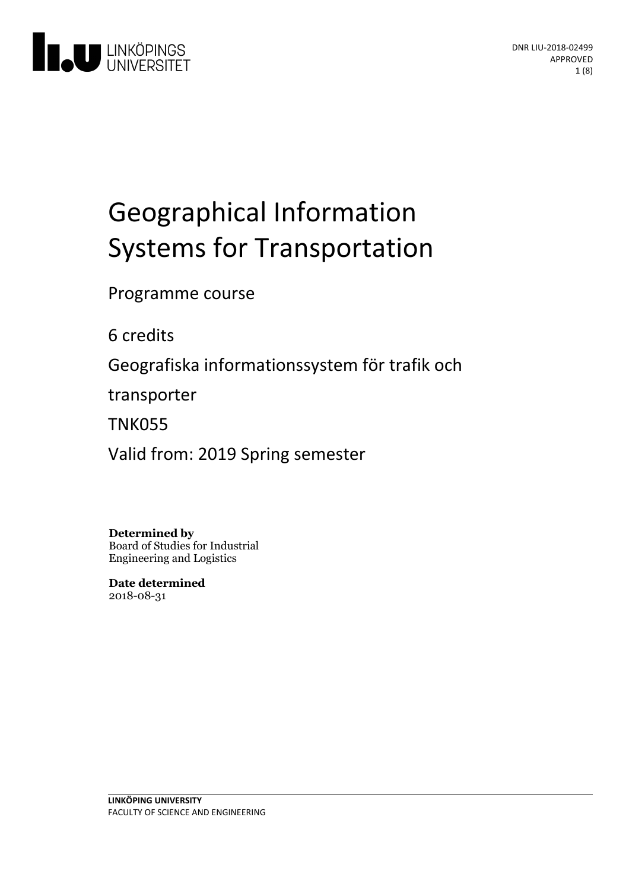DNR LIU-2018-02499
APPROVED

# Geographical Information Systems for Transportation

Programme course

6 credits

Geografiska informationssystem för trafik och transporter

TNK055

Valid from: 2019 Spring semester

**Determined by**
Board of Studies for Industrial Engineering and Logistics

**Date determined**
2018-08-31

**LINKÖPING UNIVERSITY**
FACULTY OF SCIENCE AND ENGINEERING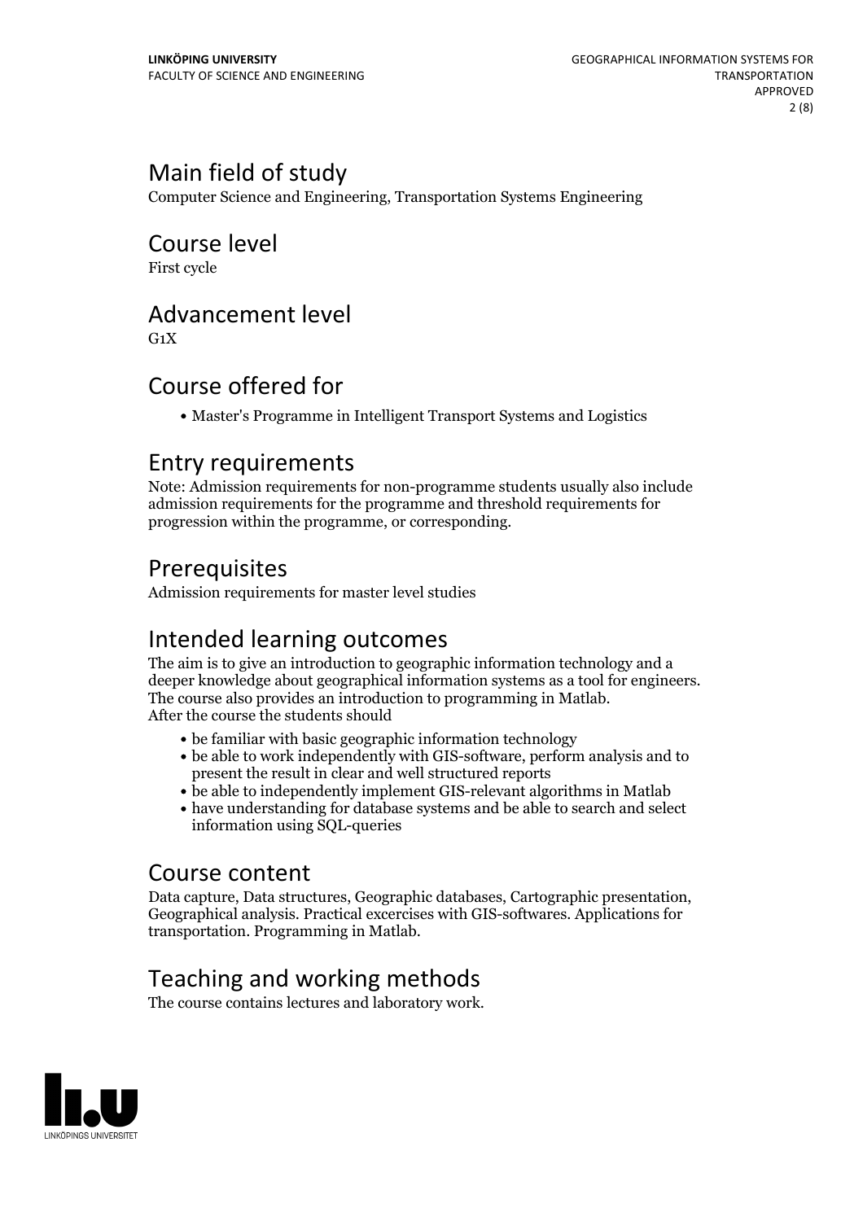## Main field of study

Computer Science and Engineering, Transportation Systems Engineering

## Course level

First cycle

## Advancement level

G1X

## Course offered for

- Master's Programme in Intelligent Transport Systems and Logistics

## Entry requirements

Note: Admission requirements for non-programme students usually also include admission requirements for the programme and threshold requirements for progression within the programme, or corresponding.

## Prerequisites

Admission requirements for master level studies

## Intended learning outcomes

The aim is to give an introduction to geographic information technology and a deeper knowledge about geographical information systems as a tool for engineers. The course also provides an introduction to programming in Matlab.
After the course the students should

- be familiar with basic geographic information technology
- be able to work independently with GIS-software, perform analysis and to present the result in clear and well structured reports
- be able to independently implement GIS-relevant algorithms in Matlab
- have understanding for database systems and be able to search and select information using SQL-queries

## Course content

Data capture, Data structures, Geographic databases, Cartographic presentation, Geographical analysis. Practical excercises with GIS-softwares. Applications for transportation. Programming in Matlab.

## Teaching and working methods

The course contains lectures and laboratory work.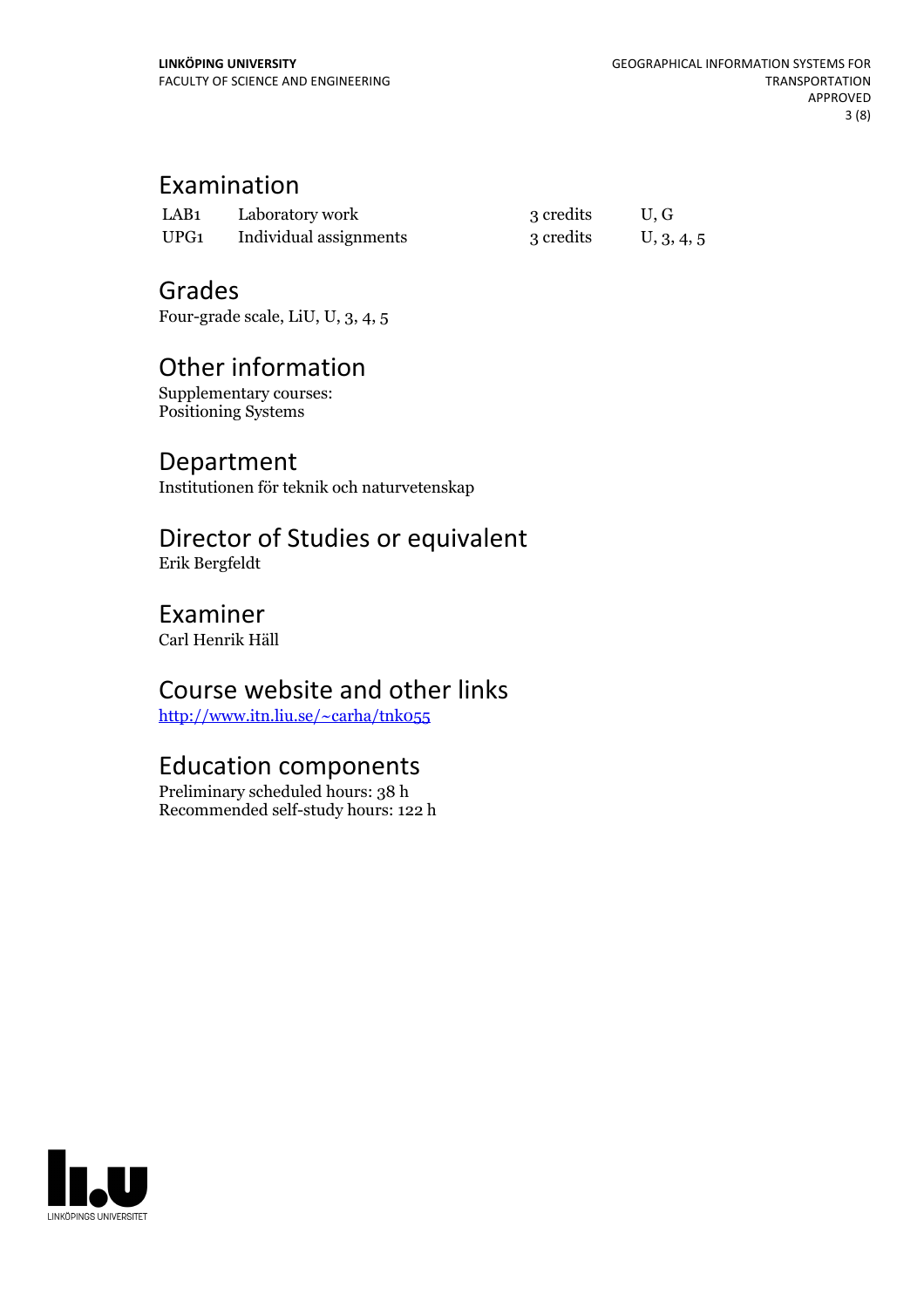## Examination

| | | | |
|---|---|---|---|
| LAB1 | Laboratory work | 3 credits | U, G |
| UPG1 | Individual assignments | 3 credits | U, 3, 4, 5 |

## Grades

Four-grade scale, LiU, U, 3, 4, 5

## Other information

Supplementary courses:
Positioning Systems

## Department

Institutionen för teknik och naturvetenskap

## Director of Studies or equivalent

Erik Bergfeldt

## Examiner

Carl Henrik Häll

## Course website and other links

[http://www.itn.liu.se/~carha/tnk055](http://www.itn.liu.se/~carha/tnk055)

## Education components

Preliminary scheduled hours: 38 h
Recommended self-study hours: 122 h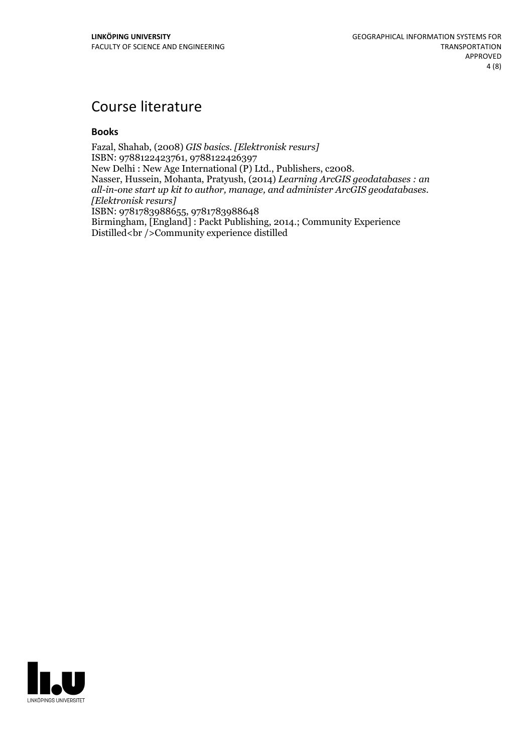# Course literature

### Books

Fazal, Shahab, (2008) *GIS basics. [Elektronisk resurs]*
ISBN: 9788122423761, 9788122426397
New Delhi : New Age International (P) Ltd., Publishers, c2008.
Nasser, Hussein, Mohanta, Pratyush, (2014) *Learning ArcGIS geodatabases : an all-in-one start up kit to author, manage, and administer ArcGIS geodatabases. [Elektronisk resurs]*
ISBN: 9781783988655, 9781783988648
Birmingham, [England] : Packt Publishing, 2014.; Community Experience Distilled<br />Community experience distilled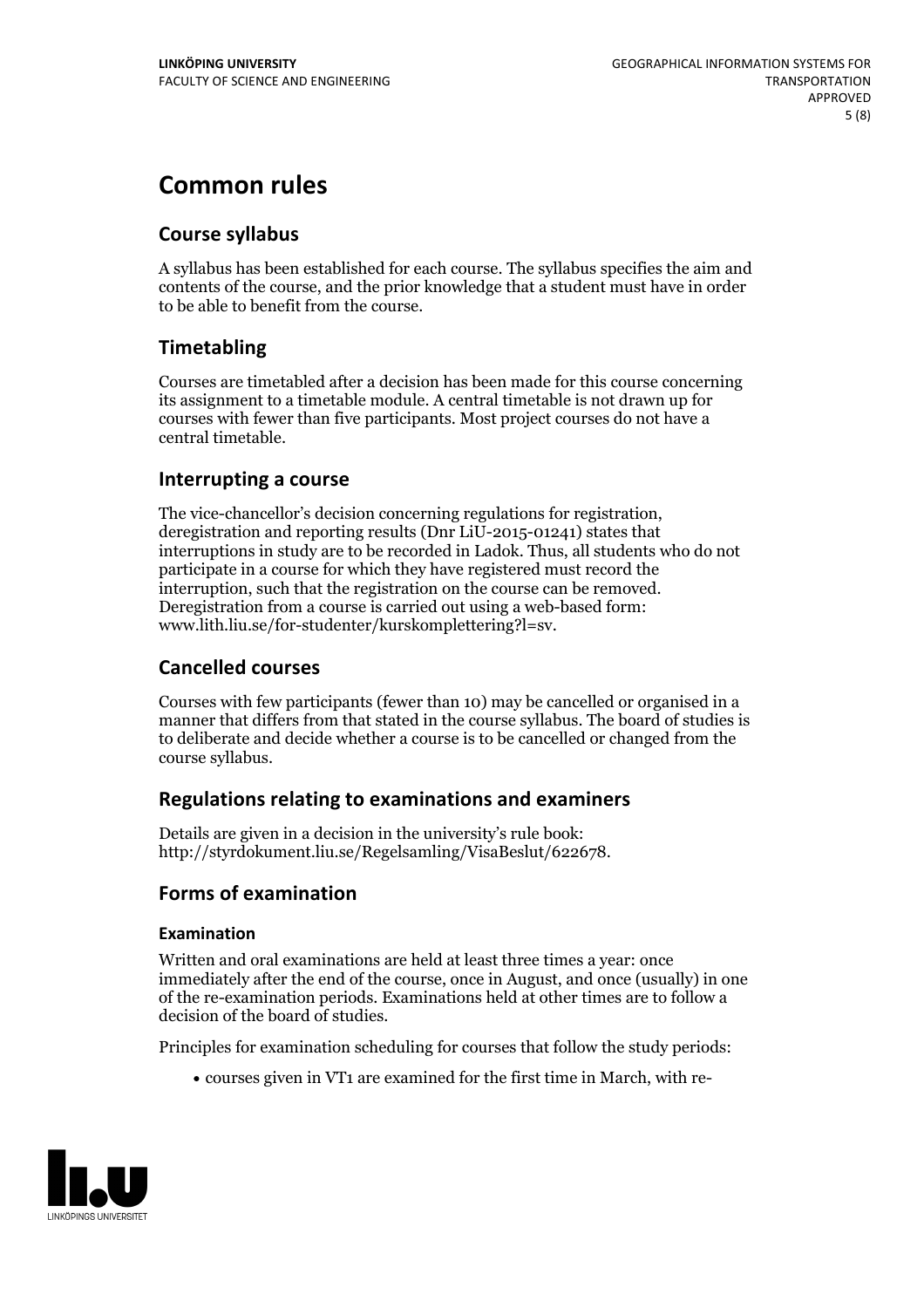# Common rules

## Course syllabus

A syllabus has been established for each course. The syllabus specifies the aim and contents of the course, and the prior knowledge that a student must have in order to be able to benefit from the course.

## Timetabling

Courses are timetabled after a decision has been made for this course concerning its assignment to a timetable module. A central timetable is not drawn up for courses with fewer than five participants. Most project courses do not have a central timetable.

## Interrupting a course

The vice-chancellor's decision concerning regulations for registration, deregistration and reporting results (Dnr LiU-2015-01241) states that interruptions in study are to be recorded in Ladok. Thus, all students who do not participate in a course for which they have registered must record the interruption, such that the registration on the course can be removed. Deregistration from a course is carried out using a web-based form: www.lith.liu.se/for-studenter/kurskomplettering?l=sv.

## Cancelled courses

Courses with few participants (fewer than 10) may be cancelled or organised in a manner that differs from that stated in the course syllabus. The board of studies is to deliberate and decide whether a course is to be cancelled or changed from the course syllabus.

## Regulations relating to examinations and examiners

Details are given in a decision in the university's rule book: http://styrdokument.liu.se/Regelsamling/VisaBeslut/622678.

## Forms of examination

### Examination

Written and oral examinations are held at least three times a year: once immediately after the end of the course, once in August, and once (usually) in one of the re-examination periods. Examinations held at other times are to follow a decision of the board of studies.

Principles for examination scheduling for courses that follow the study periods:

- courses given in VT1 are examined for the first time in March, with re-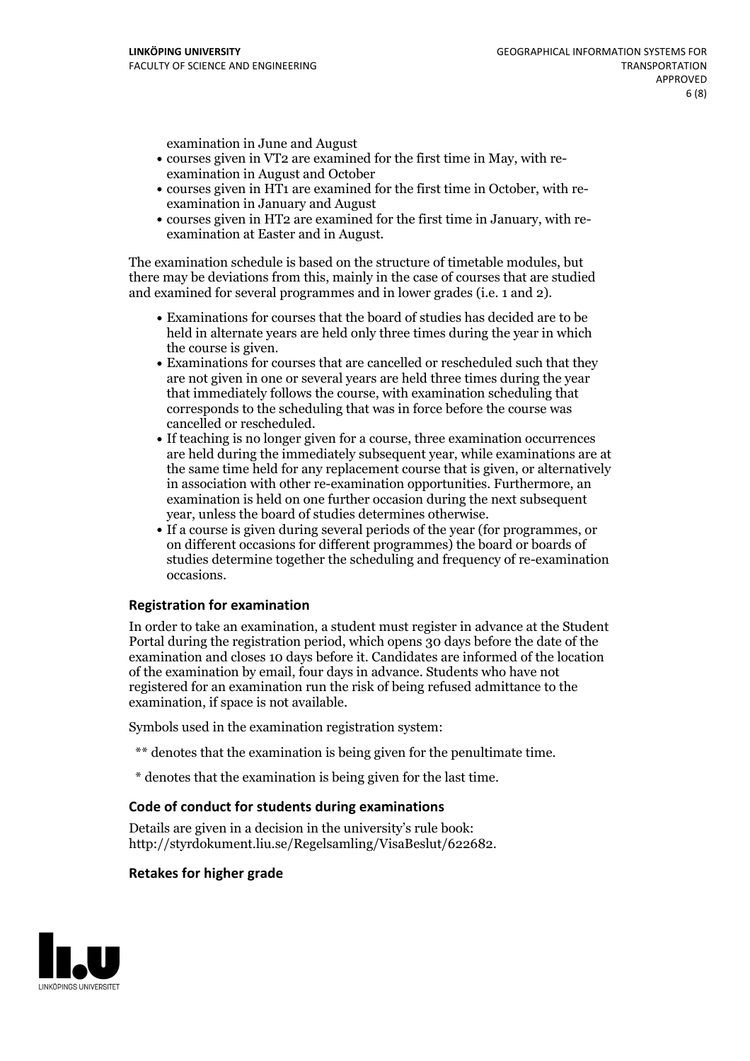examination in June and August

- courses given in VT2 are examined for the first time in May, with re-examination in August and October
- courses given in HT1 are examined for the first time in October, with re-examination in January and August
- courses given in HT2 are examined for the first time in January, with re-examination at Easter and in August.

The examination schedule is based on the structure of timetable modules, but there may be deviations from this, mainly in the case of courses that are studied and examined for several programmes and in lower grades (i.e. 1 and 2).

- Examinations for courses that the board of studies has decided are to be held in alternate years are held only three times during the year in which the course is given.
- Examinations for courses that are cancelled or rescheduled such that they are not given in one or several years are held three times during the year that immediately follows the course, with examination scheduling that corresponds to the scheduling that was in force before the course was cancelled or rescheduled.
- If teaching is no longer given for a course, three examination occurrences are held during the immediately subsequent year, while examinations are at the same time held for any replacement course that is given, or alternatively in association with other re-examination opportunities. Furthermore, an examination is held on one further occasion during the next subsequent year, unless the board of studies determines otherwise.
- If a course is given during several periods of the year (for programmes, or on different occasions for different programmes) the board or boards of studies determine together the scheduling and frequency of re-examination occasions.

### Registration for examination

In order to take an examination, a student must register in advance at the Student Portal during the registration period, which opens 30 days before the date of the examination and closes 10 days before it. Candidates are informed of the location of the examination by email, four days in advance. Students who have not registered for an examination run the risk of being refused admittance to the examination, if space is not available.

Symbols used in the examination registration system:

** denotes that the examination is being given for the penultimate time.

* denotes that the examination is being given for the last time.

### Code of conduct for students during examinations

Details are given in a decision in the university's rule book: http://styrdokument.liu.se/Regelsamling/VisaBeslut/622682.

### Retakes for higher grade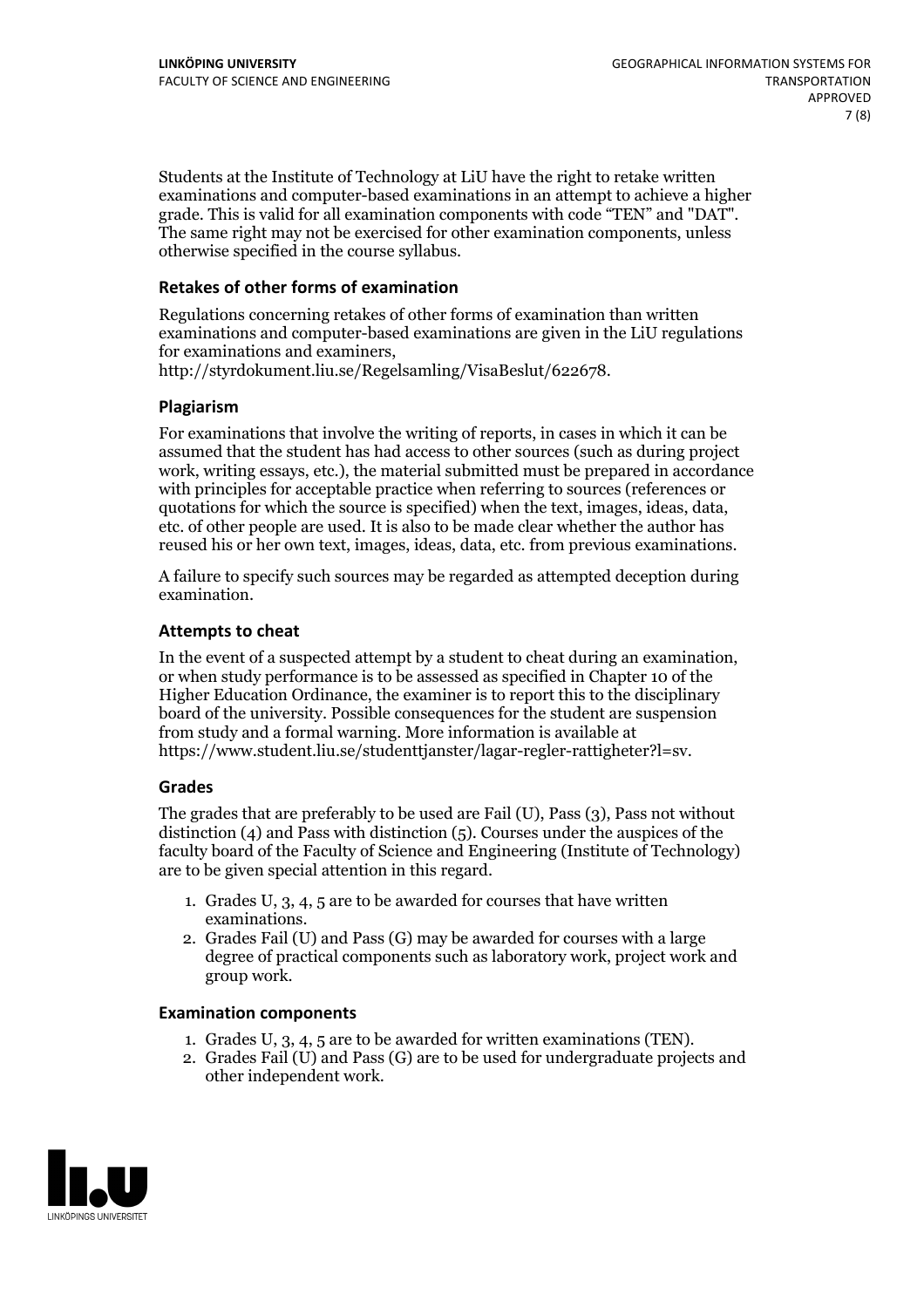Students at the Institute of Technology at LiU have the right to retake written examinations and computer-based examinations in an attempt to achieve a higher grade. This is valid for all examination components with code "TEN" and "DAT". The same right may not be exercised for other examination components, unless otherwise specified in the course syllabus.

### Retakes of other forms of examination

Regulations concerning retakes of other forms of examination than written examinations and computer-based examinations are given in the LiU regulations for examinations and examiners, http://styrdokument.liu.se/Regelsamling/VisaBeslut/622678.

### Plagiarism

For examinations that involve the writing of reports, in cases in which it can be assumed that the student has had access to other sources (such as during project work, writing essays, etc.), the material submitted must be prepared in accordance with principles for acceptable practice when referring to sources (references or quotations for which the source is specified) when the text, images, ideas, data, etc. of other people are used. It is also to be made clear whether the author has reused his or her own text, images, ideas, data, etc. from previous examinations.

A failure to specify such sources may be regarded as attempted deception during examination.

### Attempts to cheat

In the event of a suspected attempt by a student to cheat during an examination, or when study performance is to be assessed as specified in Chapter 10 of the Higher Education Ordinance, the examiner is to report this to the disciplinary board of the university. Possible consequences for the student are suspension from study and a formal warning. More information is available at https://www.student.liu.se/studenttjanster/lagar-regler-rattigheter?l=sv.

### Grades

The grades that are preferably to be used are Fail (U), Pass (3), Pass not without distinction (4) and Pass with distinction (5). Courses under the auspices of the faculty board of the Faculty of Science and Engineering (Institute of Technology) are to be given special attention in this regard.

1. Grades U, 3, 4, 5 are to be awarded for courses that have written examinations.
2. Grades Fail (U) and Pass (G) may be awarded for courses with a large degree of practical components such as laboratory work, project work and group work.

### Examination components

1. Grades U, 3, 4, 5 are to be awarded for written examinations (TEN).
2. Grades Fail (U) and Pass (G) are to be used for undergraduate projects and other independent work.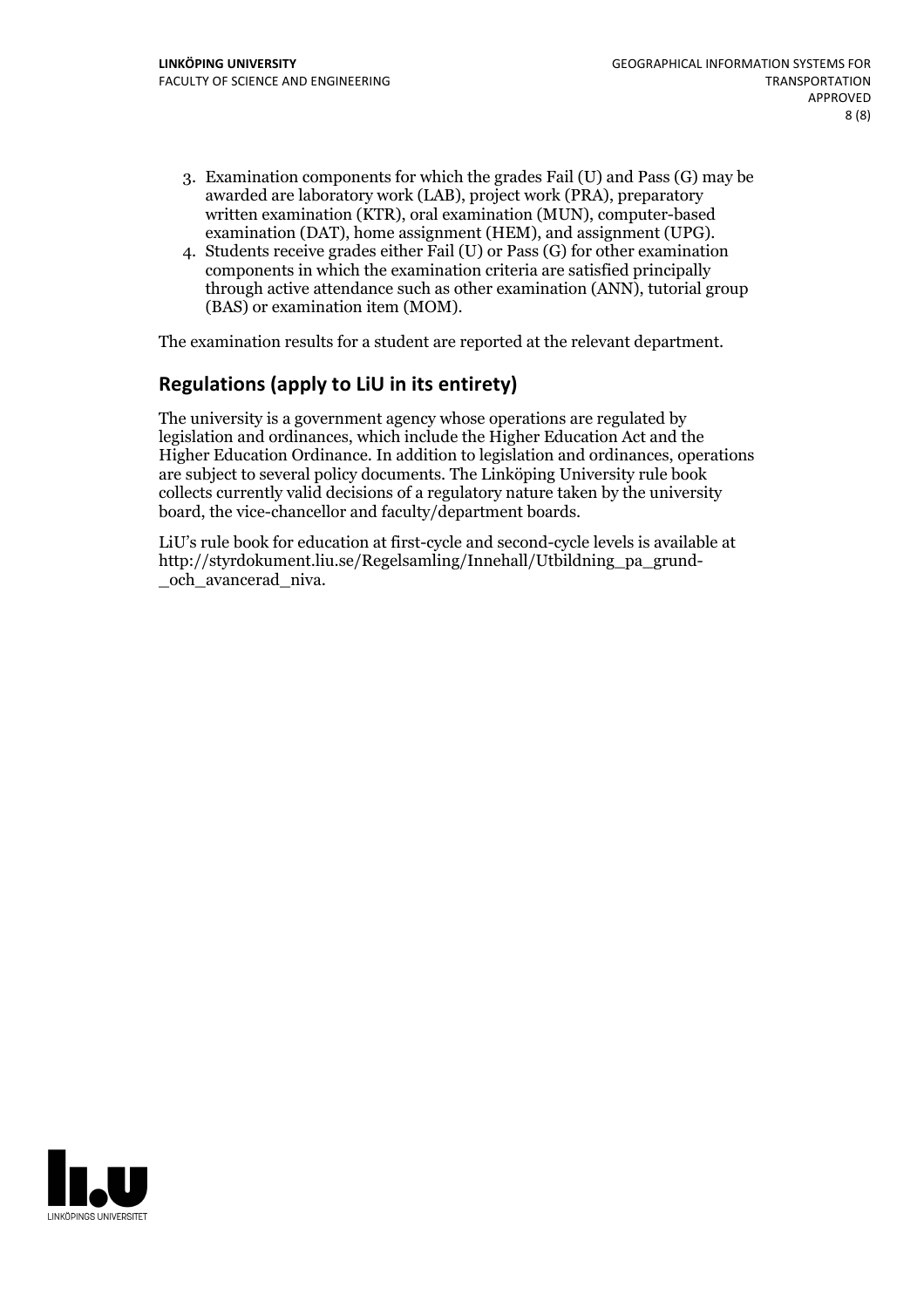3. Examination components for which the grades Fail (U) and Pass (G) may be awarded are laboratory work (LAB), project work (PRA), preparatory written examination (KTR), oral examination (MUN), computer-based examination (DAT), home assignment (HEM), and assignment (UPG).
4. Students receive grades either Fail (U) or Pass (G) for other examination components in which the examination criteria are satisfied principally through active attendance such as other examination (ANN), tutorial group (BAS) or examination item (MOM).

The examination results for a student are reported at the relevant department.

## Regulations (apply to LiU in its entirety)

The university is a government agency whose operations are regulated by legislation and ordinances, which include the Higher Education Act and the Higher Education Ordinance. In addition to legislation and ordinances, operations are subject to several policy documents. The Linköping University rule book collects currently valid decisions of a regulatory nature taken by the university board, the vice-chancellor and faculty/department boards.

LiU's rule book for education at first-cycle and second-cycle levels is available at http://styrdokument.liu.se/Regelsamling/Innehall/Utbildning_pa_grund-_och_avancerad_niva.